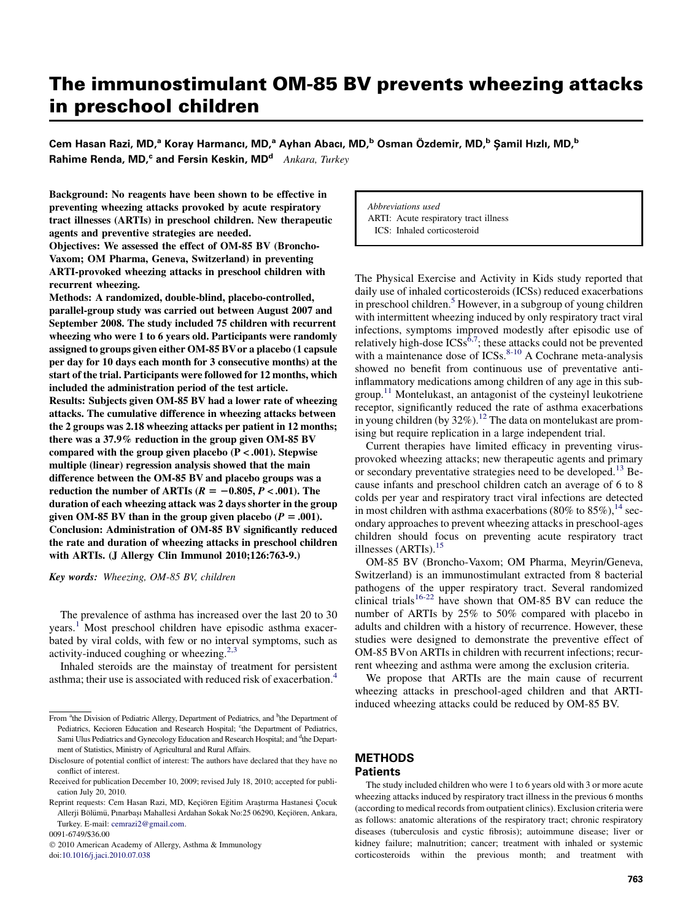# The immunostimulant OM-85 BV prevents wheezing attacks in preschool children

**Cem Hasan Razi, MD,[a] Koray Harmancı, MD,[a] Ayhan Abacı, MD,[b] Osman Özdemir, MD,[b] Şamil Hızlı, MD,[b] Rahime Renda, MD,[c] and Fersin Keskin, MD[d]** *Ankara, Turkey*

**Background: No reagents have been shown to be effective in preventing wheezing attacks provoked by acute respiratory tract illnesses (ARTIs) in preschool children. New therapeutic agents and preventive strategies are needed.**

**Objectives: We assessed the effect of OM-85 BV (Broncho-Vaxom; OM Pharma, Geneva, Switzerland) in preventing ARTI-provoked wheezing attacks in preschool children with recurrent wheezing.**

**Methods: A randomized, double-blind, placebo-controlled, parallel-group study was carried out between August 2007 and September 2008. The study included 75 children with recurrent wheezing who were 1 to 6 years old. Participants were randomly assigned to groups given either OM-85 BV or a placebo (1 capsule per day for 10 days each month for 3 consecutive months) at the start of the trial. Participants were followed for 12 months, which included the administration period of the test article.**

**Results: Subjects given OM-85 BV had a lower rate of wheezing attacks. The cumulative difference in wheezing attacks between the 2 groups was 2.18 wheezing attacks per patient in 12 months; there was a 37.9% reduction in the group given OM-85 BV compared with the group given placebo ($P < .001$). Stepwise multiple (linear) regression analysis showed that the main difference between the OM-85 BV and placebo groups was a reduction the number of ARTIs ($R = -0.805$, $P < .001$). The duration of each wheezing attack was 2 days shorter in the group given OM-85 BV than in the group given placebo ($P = .001$).**

**Conclusion: Administration of OM-85 BV significantly reduced the rate and duration of wheezing attacks in preschool children with ARTIs. (J Allergy Clin Immunol 2010;126:763-9.)**

*Key words: Wheezing, OM-85 BV, children*

The prevalence of asthma has increased over the last 20 to 30 years.[1] Most preschool children have episodic asthma exacerbated by viral colds, with few or no interval symptoms, such as activity-induced coughing or wheezing.[2,3]

Inhaled steroids are the mainstay of treatment for persistent asthma; their use is associated with reduced risk of exacerbation.[4]

From [a]the Division of Pediatric Allergy, Department of Pediatrics, and [b]the Department of Pediatrics, Kecioren Education and Research Hospital; [c]the Department of Pediatrics, Sami Ulus Pediatrics and Gynecology Education and Research Hospital; and [d]the Department of Statistics, Ministry of Agricultural and Rural Affairs.

Disclosure of potential conflict of interest: The authors have declared that they have no conflict of interest.

Received for publication December 10, 2009; revised July 18, 2010; accepted for publication July 20, 2010.

Reprint requests: Cem Hasan Razi, MD, Keçiören Eğitim Araştırma Hastanesi Çocuk Allerji Bölümü, Pınarbaşı Mahallesi Ardahan Sokak No:25 06290, Keçiören, Ankara, Turkey. E-mail: cemrazi2@gmail.com.

0091-6749/$36.00

© 2010 American Academy of Allergy, Asthma & Immunology

doi:10.1016/j.jaci.2010.07.038

*Abbreviations used*
ARTI: Acute respiratory tract illness
ICS: Inhaled corticosteroid

The Physical Exercise and Activity in Kids study reported that daily use of inhaled corticosteroids (ICSs) reduced exacerbations in preschool children.[5] However, in a subgroup of young children with intermittent wheezing induced by only respiratory tract viral infections, symptoms improved modestly after episodic use of relatively high-dose ICSs[6,7]; these attacks could not be prevented with a maintenance dose of ICSs.[8-10] A Cochrane meta-analysis showed no benefit from continuous use of preventative anti-inflammatory medications among children of any age in this subgroup.[11] Montelukast, an antagonist of the cysteinyl leukotriene receptor, significantly reduced the rate of asthma exacerbations in young children (by 32%).[12] The data on montelukast are promising but require replication in a large independent trial.

Current therapies have limited efficacy in preventing virus-provoked wheezing attacks; new therapeutic agents and primary or secondary preventative strategies need to be developed.[13] Because infants and preschool children catch an average of 6 to 8 colds per year and respiratory tract viral infections are detected in most children with asthma exacerbations (80% to 85%),[14] secondary approaches to prevent wheezing attacks in preschool-ages children should focus on preventing acute respiratory tract illnesses (ARTIs).[15]

OM-85 BV (Broncho-Vaxom; OM Pharma, Meyrin/Geneva, Switzerland) is an immunostimulant extracted from 8 bacterial pathogens of the upper respiratory tract. Several randomized clinical trials[16-22] have shown that OM-85 BV can reduce the number of ARTIs by 25% to 50% compared with placebo in adults and children with a history of recurrence. However, these studies were designed to demonstrate the preventive effect of OM-85 BV on ARTIs in children with recurrent infections; recurrent wheezing and asthma were among the exclusion criteria.

We propose that ARTIs are the main cause of recurrent wheezing attacks in preschool-aged children and that ARTI-induced wheezing attacks could be reduced by OM-85 BV.

## METHODS

### Patients

The study included children who were 1 to 6 years old with 3 or more acute wheezing attacks induced by respiratory tract illness in the previous 6 months (according to medical records from outpatient clinics). Exclusion criteria were as follows: anatomic alterations of the respiratory tract; chronic respiratory diseases (tuberculosis and cystic fibrosis); autoimmune disease; liver or kidney failure; malnutrition; cancer; treatment with inhaled or systemic corticosteroids within the previous month; and treatment with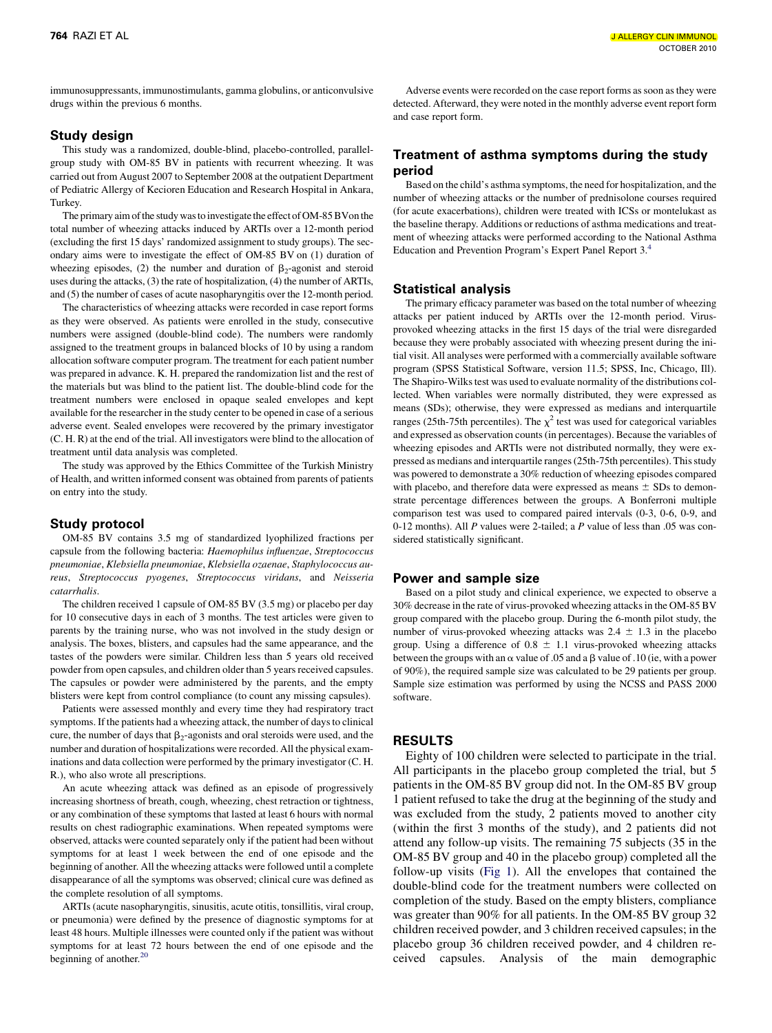immunosuppressants, immunostimulants, gamma globulins, or anticonvulsive drugs within the previous 6 months.

## Study design

This study was a randomized, double-blind, placebo-controlled, parallel-group study with OM-85 BV in patients with recurrent wheezing. It was carried out from August 2007 to September 2008 at the outpatient Department of Pediatric Allergy of Kecioren Education and Research Hospital in Ankara, Turkey.

The primary aim of the study was to investigate the effect of OM-85 BVon the total number of wheezing attacks induced by ARTIs over a 12-month period (excluding the first 15 days' randomized assignment to study groups). The secondary aims were to investigate the effect of OM-85 BV on (1) duration of wheezing episodes, (2) the number and duration of $\beta_2$-agonist and steroid uses during the attacks, (3) the rate of hospitalization, (4) the number of ARTIs, and (5) the number of cases of acute nasopharyngitis over the 12-month period.

The characteristics of wheezing attacks were recorded in case report forms as they were observed. As patients were enrolled in the study, consecutive numbers were assigned (double-blind code). The numbers were randomly assigned to the treatment groups in balanced blocks of 10 by using a random allocation software computer program. The treatment for each patient number was prepared in advance. K. H. prepared the randomization list and the rest of the materials but was blind to the patient list. The double-blind code for the treatment numbers were enclosed in opaque sealed envelopes and kept available for the researcher in the study center to be opened in case of a serious adverse event. Sealed envelopes were recovered by the primary investigator (C. H. R) at the end of the trial. All investigators were blind to the allocation of treatment until data analysis was completed.

The study was approved by the Ethics Committee of the Turkish Ministry of Health, and written informed consent was obtained from parents of patients on entry into the study.

## Study protocol

OM-85 BV contains 3.5 mg of standardized lyophilized fractions per capsule from the following bacteria: *Haemophilus influenzae*, *Streptococcus pneumoniae*, *Klebsiella pneumoniae*, *Klebsiella ozaenae*, *Staphylococcus aureus*, *Streptococcus pyogenes*, *Streptococcus viridans*, and *Neisseria catarrhalis*.

The children received 1 capsule of OM-85 BV (3.5 mg) or placebo per day for 10 consecutive days in each of 3 months. The test articles were given to parents by the training nurse, who was not involved in the study design or analysis. The boxes, blisters, and capsules had the same appearance, and the tastes of the powders were similar. Children less than 5 years old received powder from open capsules, and children older than 5 years received capsules. The capsules or powder were administered by the parents, and the empty blisters were kept from control compliance (to count any missing capsules).

Patients were assessed monthly and every time they had respiratory tract symptoms. If the patients had a wheezing attack, the number of days to clinical cure, the number of days that $\beta_2$-agonists and oral steroids were used, and the number and duration of hospitalizations were recorded. All the physical examinations and data collection were performed by the primary investigator (C. H. R.), who also wrote all prescriptions.

An acute wheezing attack was defined as an episode of progressively increasing shortness of breath, cough, wheezing, chest retraction or tightness, or any combination of these symptoms that lasted at least 6 hours with normal results on chest radiographic examinations. When repeated symptoms were observed, attacks were counted separately only if the patient had been without symptoms for at least 1 week between the end of one episode and the beginning of another. All the wheezing attacks were followed until a complete disappearance of all the symptoms was observed; clinical cure was defined as the complete resolution of all symptoms.

ARTIs (acute nasopharyngitis, sinusitis, acute otitis, tonsillitis, viral croup, or pneumonia) were defined by the presence of diagnostic symptoms for at least 48 hours. Multiple illnesses were counted only if the patient was without symptoms for at least 72 hours between the end of one episode and the beginning of another.[20]

Adverse events were recorded on the case report forms as soon as they were detected. Afterward, they were noted in the monthly adverse event report form and case report form.

## Treatment of asthma symptoms during the study period

Based on the child's asthma symptoms, the need for hospitalization, and the number of wheezing attacks or the number of prednisolone courses required (for acute exacerbations), children were treated with ICSs or montelukast as the baseline therapy. Additions or reductions of asthma medications and treatment of wheezing attacks were performed according to the National Asthma Education and Prevention Program's Expert Panel Report 3.[4]

## Statistical analysis

The primary efficacy parameter was based on the total number of wheezing attacks per patient induced by ARTIs over the 12-month period. Virus-provoked wheezing attacks in the first 15 days of the trial were disregarded because they were probably associated with wheezing present during the initial visit. All analyses were performed with a commercially available software program (SPSS Statistical Software, version 11.5; SPSS, Inc, Chicago, Ill). The Shapiro-Wilks test was used to evaluate normality of the distributions collected. When variables were normally distributed, they were expressed as means (SDs); otherwise, they were expressed as medians and interquartile ranges (25th-75th percentiles). The $\chi^2$ test was used for categorical variables and expressed as observation counts (in percentages). Because the variables of wheezing episodes and ARTIs were not distributed normally, they were expressed as medians and interquartile ranges (25th-75th percentiles). This study was powered to demonstrate a 30% reduction of wheezing episodes compared with placebo, and therefore data were expressed as means $\pm$ SDs to demonstrate percentage differences between the groups. A Bonferroni multiple comparison test was used to compared paired intervals (0-3, 0-6, 0-9, and 0-12 months). All *P* values were 2-tailed; a *P* value of less than .05 was considered statistically significant.

## Power and sample size

Based on a pilot study and clinical experience, we expected to observe a 30% decrease in the rate of virus-provoked wheezing attacks in the OM-85 BV group compared with the placebo group. During the 6-month pilot study, the number of virus-provoked wheezing attacks was 2.4 $\pm$ 1.3 in the placebo group. Using a difference of 0.8 $\pm$ 1.1 virus-provoked wheezing attacks between the groups with an $\alpha$ value of .05 and a $\beta$ value of .10 (ie, with a power of 90%), the required sample size was calculated to be 29 patients per group. Sample size estimation was performed by using the NCSS and PASS 2000 software.

# RESULTS

Eighty of 100 children were selected to participate in the trial. All participants in the placebo group completed the trial, but 5 patients in the OM-85 BV group did not. In the OM-85 BV group 1 patient refused to take the drug at the beginning of the study and was excluded from the study, 2 patients moved to another city (within the first 3 months of the study), and 2 patients did not attend any follow-up visits. The remaining 75 subjects (35 in the OM-85 BV group and 40 in the placebo group) completed all the follow-up visits (Fig 1). All the envelopes that contained the double-blind code for the treatment numbers were collected on completion of the study. Based on the empty blisters, compliance was greater than 90% for all patients. In the OM-85 BV group 32 children received powder, and 3 children received capsules; in the placebo group 36 children received powder, and 4 children received capsules. Analysis of the main demographic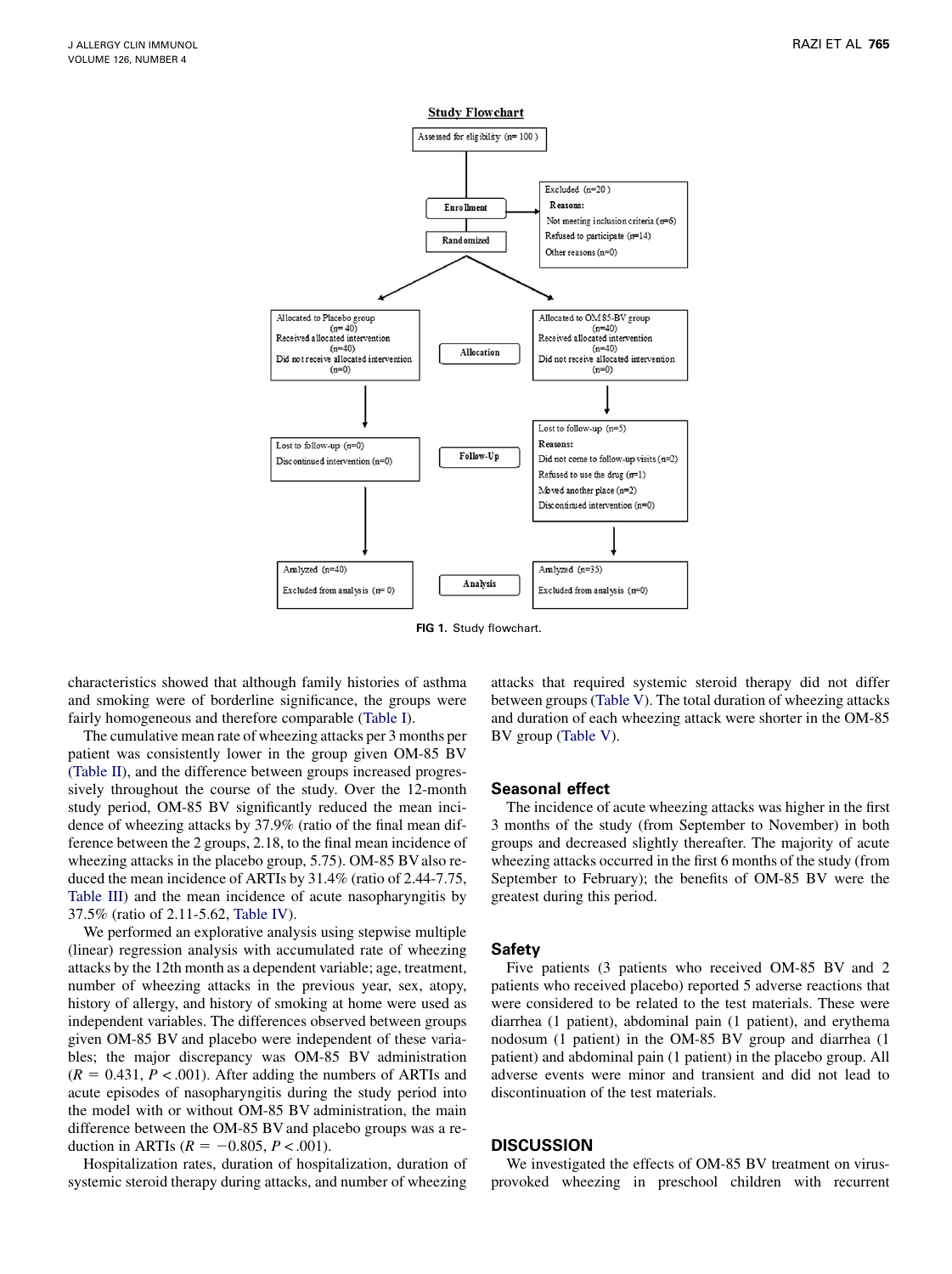**Study Flowchart**

- Assessed for eligibility (n= 100 )
- **Enrollment**
- Excluded (n=20 )
  - **Reasons:**
  - Not meeting inclusion criteria (n=6)
  - Refused to participate (n=14)
  - Other reasons (n=0)
- **Randomized**

| | **Allocation** | |
|---|---|---|
| Allocated to Placebo group (n= 40)<br>Received allocated intervention (n=40)<br>Did not receive allocated intervention (n=0) | | Allocated to OM85-BV group (n=40)<br>Received allocated intervention (n=40)<br>Did not receive allocated intervention (n=0) |
| | **Follow-Up** | |
| Lost to follow-up (n=0)<br>Discontinued intervention (n=0) | | Lost to follow-up (n=5)<br>**Reasons:**<br>Did not come to follow-up visits (n=2)<br>Refused to use the drug (n=1)<br>Moved another place (n=2)<br>Discontinued intervention (n=0) |
| | **Analysis** | |
| Analyzed (n=40)<br>Excluded from analysis (n= 0) | | Analyzed (n=35)<br>Excluded from analysis (n=0) |

**FIG 1.** Study flowchart.

characteristics showed that although family histories of asthma and smoking were of borderline significance, the groups were fairly homogeneous and therefore comparable (Table I).

The cumulative mean rate of wheezing attacks per 3 months per patient was consistently lower in the group given OM-85 BV (Table II), and the difference between groups increased progressively throughout the course of the study. Over the 12-month study period, OM-85 BV significantly reduced the mean incidence of wheezing attacks by 37.9% (ratio of the final mean difference between the 2 groups, 2.18, to the final mean incidence of wheezing attacks in the placebo group, 5.75). OM-85 BV also reduced the mean incidence of ARTIs by 31.4% (ratio of 2.44-7.75, Table III) and the mean incidence of acute nasopharyngitis by 37.5% (ratio of 2.11-5.62, Table IV).

We performed an explorative analysis using stepwise multiple (linear) regression analysis with accumulated rate of wheezing attacks by the 12th month as a dependent variable; age, treatment, number of wheezing attacks in the previous year, sex, atopy, history of allergy, and history of smoking at home were used as independent variables. The differences observed between groups given OM-85 BV and placebo were independent of these variables; the major discrepancy was OM-85 BV administration ($R = 0.431$, $P < .001$). After adding the numbers of ARTIs and acute episodes of nasopharyngitis during the study period into the model with or without OM-85 BV administration, the main difference between the OM-85 BV and placebo groups was a reduction in ARTIs ($R = -0.805$, $P < .001$).

Hospitalization rates, duration of hospitalization, duration of systemic steroid therapy during attacks, and number of wheezing attacks that required systemic steroid therapy did not differ between groups (Table V). The total duration of wheezing attacks and duration of each wheezing attack were shorter in the OM-85 BV group (Table V).

## Seasonal effect

The incidence of acute wheezing attacks was higher in the first 3 months of the study (from September to November) in both groups and decreased slightly thereafter. The majority of acute wheezing attacks occurred in the first 6 months of the study (from September to February); the benefits of OM-85 BV were the greatest during this period.

## Safety

Five patients (3 patients who received OM-85 BV and 2 patients who received placebo) reported 5 adverse reactions that were considered to be related to the test materials. These were diarrhea (1 patient), abdominal pain (1 patient), and erythema nodosum (1 patient) in the OM-85 BV group and diarrhea (1 patient) and abdominal pain (1 patient) in the placebo group. All adverse events were minor and transient and did not lead to discontinuation of the test materials.

## DISCUSSION

We investigated the effects of OM-85 BV treatment on virus-provoked wheezing in preschool children with recurrent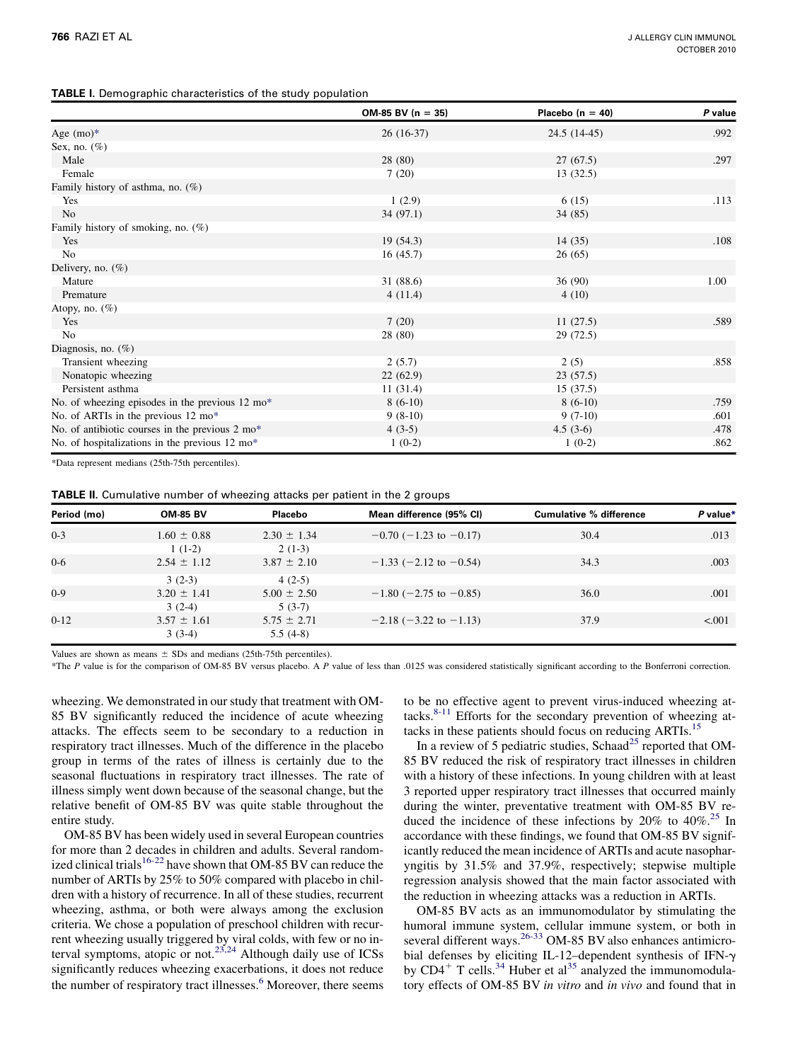**TABLE I.** Demographic characteristics of the study population

| | OM-85 BV (n = 35) | Placebo (n = 40) | *P* value |
|---|---|---|---|
| Age (mo)* | 26 (16-37) | 24.5 (14-45) | .992 |
| Sex, no. (%) | | | |
| Male | 28 (80) | 27 (67.5) | .297 |
| Female | 7 (20) | 13 (32.5) | |
| Family history of asthma, no. (%) | | | |
| Yes | 1 (2.9) | 6 (15) | .113 |
| No | 34 (97.1) | 34 (85) | |
| Family history of smoking, no. (%) | | | |
| Yes | 19 (54.3) | 14 (35) | .108 |
| No | 16 (45.7) | 26 (65) | |
| Delivery, no. (%) | | | |
| Mature | 31 (88.6) | 36 (90) | 1.00 |
| Premature | 4 (11.4) | 4 (10) | |
| Atopy, no. (%) | | | |
| Yes | 7 (20) | 11 (27.5) | .589 |
| No | 28 (80) | 29 (72.5) | |
| Diagnosis, no. (%) | | | |
| Transient wheezing | 2 (5.7) | 2 (5) | .858 |
| Nonatopic wheezing | 22 (62.9) | 23 (57.5) | |
| Persistent asthma | 11 (31.4) | 15 (37.5) | |
| No. of wheezing episodes in the previous 12 mo* | 8 (6-10) | 8 (6-10) | .759 |
| No. of ARTIs in the previous 12 mo* | 9 (8-10) | 9 (7-10) | .601 |
| No. of antibiotic courses in the previous 2 mo* | 4 (3-5) | 4.5 (3-6) | .478 |
| No. of hospitalizations in the previous 12 mo* | 1 (0-2) | 1 (0-2) | .862 |

*Data represent medians (25th-75th percentiles).

**TABLE II.** Cumulative number of wheezing attacks per patient in the 2 groups

| Period (mo) | OM-85 BV | Placebo | Mean difference (95% CI) | Cumulative % difference | *P* value* |
|---|---|---|---|---|---|
| 0-3 | 1.60 ± 0.88<br>1 (1-2) | 2.30 ± 1.34<br>2 (1-3) | −0.70 (−1.23 to −0.17) | 30.4 | .013 |
| 0-6 | 2.54 ± 1.12<br>3 (2-3) | 3.87 ± 2.10<br>4 (2-5) | −1.33 (−2.12 to −0.54) | 34.3 | .003 |
| 0-9 | 3.20 ± 1.41<br>3 (2-4) | 5.00 ± 2.50<br>5 (3-7) | −1.80 (−2.75 to −0.85) | 36.0 | .001 |
| 0-12 | 3.57 ± 1.61<br>3 (3-4) | 5.75 ± 2.71<br>5.5 (4-8) | −2.18 (−3.22 to −1.13) | 37.9 | <.001 |

Values are shown as means ± SDs and medians (25th-75th percentiles).

*The *P* value is for the comparison of OM-85 BV versus placebo. A *P* value of less than .0125 was considered statistically significant according to the Bonferroni correction.

wheezing. We demonstrated in our study that treatment with OM-85 BV significantly reduced the incidence of acute wheezing attacks. The effects seem to be secondary to a reduction in respiratory tract illnesses. Much of the difference in the placebo group in terms of the rates of illness is certainly due to the seasonal fluctuations in respiratory tract illnesses. The rate of illness simply went down because of the seasonal change, but the relative benefit of OM-85 BV was quite stable throughout the entire study.

OM-85 BV has been widely used in several European countries for more than 2 decades in children and adults. Several randomized clinical trials[16-22] have shown that OM-85 BV can reduce the number of ARTIs by 25% to 50% compared with placebo in children with a history of recurrence. In all of these studies, recurrent wheezing, asthma, or both were always among the exclusion criteria. We chose a population of preschool children with recurrent wheezing usually triggered by viral colds, with few or no interval symptoms, atopic or not.[23,24] Although daily use of ICSs significantly reduces wheezing exacerbations, it does not reduce the number of respiratory tract illnesses.[6] Moreover, there seems to be no effective agent to prevent virus-induced wheezing attacks.[8-11] Efforts for the secondary prevention of wheezing attacks in these patients should focus on reducing ARTIs.[15]

In a review of 5 pediatric studies, Schaad[25] reported that OM-85 BV reduced the risk of respiratory tract illnesses in children with a history of these infections. In young children with at least 3 reported upper respiratory tract illnesses that occurred mainly during the winter, preventative treatment with OM-85 BV reduced the incidence of these infections by 20% to 40%.[25] In accordance with these findings, we found that OM-85 BV significantly reduced the mean incidence of ARTIs and acute nasopharyngitis by 31.5% and 37.9%, respectively; stepwise multiple regression analysis showed that the main factor associated with the reduction in wheezing attacks was a reduction in ARTIs.

OM-85 BV acts as an immunomodulator by stimulating the humoral immune system, cellular immune system, or both in several different ways.[26-33] OM-85 BV also enhances antimicrobial defenses by eliciting IL-12–dependent synthesis of IFN-γ by $CD4^+$ T cells.[34] Huber et al[35] analyzed the immunomodulatory effects of OM-85 BV *in vitro* and *in vivo* and found that in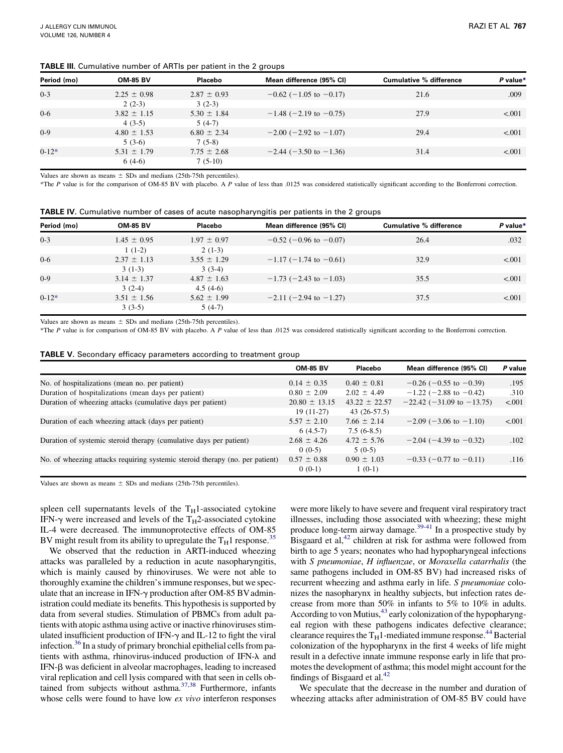**TABLE III.** Cumulative number of ARTIs per patient in the 2 groups

| Period (mo) | OM-85 BV | Placebo | Mean difference (95% CI) | Cumulative % difference | P value* |
|---|---|---|---|---|---|
| 0-3 | 2.25 ± 0.98<br>2 (2-3) | 2.87 ± 0.93<br>3 (2-3) | −0.62 (−1.05 to −0.17) | 21.6 | .009 |
| 0-6 | 3.82 ± 1.15<br>4 (3-5) | 5.30 ± 1.84<br>5 (4-7) | −1.48 (−2.19 to −0.75) | 27.9 | <.001 |
| 0-9 | 4.80 ± 1.53<br>5 (3-6) | 6.80 ± 2.34<br>7 (5-8) | −2.00 (−2.92 to −1.07) | 29.4 | <.001 |
| 0-12* | 5.31 ± 1.79<br>6 (4-6) | 7.75 ± 2.68<br>7 (5-10) | −2.44 (−3.50 to −1.36) | 31.4 | <.001 |

Values are shown as means ± SDs and medians (25th-75th percentiles).

*The *P* value is for the comparison of OM-85 BV with placebo. A *P* value of less than .0125 was considered statistically significant according to the Bonferroni correction.

**TABLE IV.** Cumulative number of cases of acute nasopharyngitis per patients in the 2 groups

| Period (mo) | OM-85 BV | Placebo | Mean difference (95% CI) | Cumulative % difference | P value* |
|---|---|---|---|---|---|
| 0-3 | 1.45 ± 0.95<br>1 (1-2) | 1.97 ± 0.97<br>2 (1-3) | −0.52 (−0.96 to −0.07) | 26.4 | .032 |
| 0-6 | 2.37 ± 1.13<br>3 (1-3) | 3.55 ± 1.29<br>3 (3-4) | −1.17 (−1.74 to −0.61) | 32.9 | <.001 |
| 0-9 | 3.14 ± 1.37<br>3 (2-4) | 4.87 ± 1.63<br>4.5 (4-6) | −1.73 (−2.43 to −1.03) | 35.5 | <.001 |
| 0-12* | 3.51 ± 1.56<br>3 (3-5) | 5.62 ± 1.99<br>5 (4-7) | −2.11 (−2.94 to −1.27) | 37.5 | <.001 |

Values are shown as means ± SDs and medians (25th-75th percentiles).

*The *P* value is for comparison of OM-85 BV with placebo. A *P* value of less than .0125 was considered statistically significant according to the Bonferroni correction.

**TABLE V.** Secondary efficacy parameters according to treatment group

| | OM-85 BV | Placebo | Mean difference (95% CI) | P value |
|---|---|---|---|---|
| No. of hospitalizations (mean no. per patient) | 0.14 ± 0.35 | 0.40 ± 0.81 | −0.26 (−0.55 to −0.39) | .195 |
| Duration of hospitalizations (mean days per patient) | 0.80 ± 2.09 | 2.02 ± 4.49 | −1.22 (−2.88 to −0.42) | .310 |
| Duration of wheezing attacks (cumulative days per patient) | 20.80 ± 13.15<br>19 (11-27) | 43.22 ± 22.57<br>43 (26-57.5) | −22.42 (−31.09 to −13.75) | <.001 |
| Duration of each wheezing attack (days per patient) | 5.57 ± 2.10<br>6 (4.5-7) | 7.66 ± 2.14<br>7.5 (6-8.5) | −2.09 (−3.06 to −1.10) | <.001 |
| Duration of systemic steroid therapy (cumulative days per patient) | 2.68 ± 4.26<br>0 (0-5) | 4.72 ± 5.76<br>5 (0-5) | −2.04 (−4.39 to −0.32) | .102 |
| No. of wheezing attacks requiring systemic steroid therapy (no. per patient) | 0.57 ± 0.88<br>0 (0-1) | 0.90 ± 1.03<br>1 (0-1) | −0.33 (−0.77 to −0.11) | .116 |

Values are shown as means ± SDs and medians (25th-75th percentiles).

spleen cell supernatants levels of the $T_H1$-associated cytokine IFN-γ were increased and levels of the $T_H2$-associated cytokine IL-4 were decreased. The immunoprotective effects of OM-85 BV might result from its ability to upregulate the $T_H1$ response.[35]

We observed that the reduction in ARTI-induced wheezing attacks was paralleled by a reduction in acute nasopharyngitis, which is mainly caused by rhinoviruses. We were not able to thoroughly examine the children's immune responses, but we speculate that an increase in IFN-γ production after OM-85 BV administration could mediate its benefits. This hypothesis is supported by data from several studies. Stimulation of PBMCs from adult patients with atopic asthma using active or inactive rhinoviruses stimulated insufficient production of IFN-γ and IL-12 to fight the viral infection.[36] In a study of primary bronchial epithelial cells from patients with asthma, rhinovirus-induced production of IFN-λ and IFN-β was deficient in alveolar macrophages, leading to increased viral replication and cell lysis compared with that seen in cells obtained from subjects without asthma.[37,38] Furthermore, infants whose cells were found to have low *ex vivo* interferon responses were more likely to have severe and frequent viral respiratory tract illnesses, including those associated with wheezing; these might produce long-term airway damage.[39-41] In a prospective study by Bisgaard et al,[42] children at risk for asthma were followed from birth to age 5 years; neonates who had hypopharyngeal infections with *S pneumoniae*, *H influenzae*, or *Moraxella catarrhalis* (the same pathogens included in OM-85 BV) had increased risks of recurrent wheezing and asthma early in life. *S pneumoniae* colonizes the nasopharynx in healthy subjects, but infection rates decrease from more than 50% in infants to 5% to 10% in adults. According to von Mutius,[43] early colonization of the hypopharyngeal region with these pathogens indicates defective clearance; clearance requires the $T_H1$-mediated immune response.[44] Bacterial colonization of the hypopharynx in the first 4 weeks of life might result in a defective innate immune response early in life that promotes the development of asthma; this model might account for the findings of Bisgaard et al.[42]

We speculate that the decrease in the number and duration of wheezing attacks after administration of OM-85 BV could have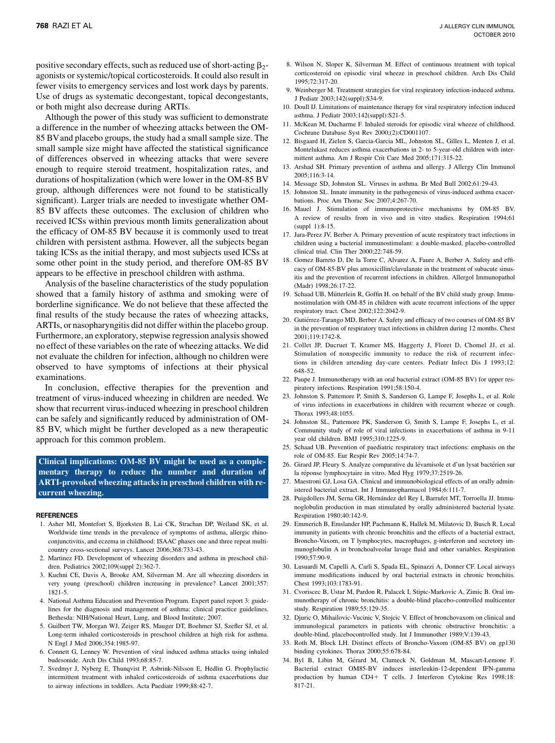positive secondary effects, such as reduced use of short-acting $\beta_2$-agonists or systemic/topical corticosteroids. It could also result in fewer visits to emergency services and lost work days by parents. Use of drugs as systematic decongestant, topical decongestants, or both might also decrease during ARTIs.

Although the power of this study was sufficient to demonstrate a difference in the number of wheezing attacks between the OM-85 BV and placebo groups, the study had a small sample size. The small sample size might have affected the statistical significance of differences observed in wheezing attacks that were severe enough to require steroid treatment, hospitalization rates, and durations of hospitalization (which were lower in the OM-85 BV group, although differences were not found to be statistically significant). Larger trials are needed to investigate whether OM-85 BV affects these outcomes. The exclusion of children who received ICSs within previous month limits generalization about the efficacy of OM-85 BV because it is commonly used to treat children with persistent asthma. However, all the subjects began taking ICSs as the initial therapy, and most subjects used ICSs at some other point in the study period, and therefore OM-85 BV appears to be effective in preschool children with asthma.

Analysis of the baseline characteristics of the study population showed that a family history of asthma and smoking were of borderline significance. We do not believe that these affected the final results of the study because the rates of wheezing attacks, ARTIs, or nasopharyngitis did not differ within the placebo group. Furthermore, an exploratory, stepwise regression analysis showed no effect of these variables on the rate of wheezing attacks. We did not evaluate the children for infection, although no children were observed to have symptoms of infections at their physical examinations.

In conclusion, effective therapies for the prevention and treatment of virus-induced wheezing in children are needed. We show that recurrent virus-induced wheezing in preschool children can be safely and significantly reduced by administration of OM-85 BV, which might be further developed as a new therapeutic approach for this common problem.

**Clinical implications: OM-85 BV might be used as a complementary therapy to reduce the number and duration of ARTI-provoked wheezing attacks in preschool children with recurrent wheezing.**

## REFERENCES

1. Asher MI, Montefort S, Bjorksten B, Lai CK, Strachan DP, Weiland SK, et al. Worldwide time trends in the prevalence of symptoms of asthma, allergic rhinoconjunctivitis, and eczema in childhood: ISAAC phases one and three repeat multicountry cross-sectional surveys. Lancet 2006;368:733-43.
2. Martinez FD. Development of wheezing disorders and asthma in preschool children. Pediatrics 2002;109(suppl 2):362-7.
3. Kuehni CE, Davis A, Brooke AM, Silverman M. Are all wheezing disorders in very young (preschool) children increasing in prevalence? Lancet 2001;357:1821-5.
4. National Asthma Education and Prevention Program. Expert panel report 3: guidelines for the diagnosis and management of asthma: clinical practice guidelines. Bethesda: NIH/National Heart, Lung, and Blood Institute; 2007.
5. Guilbert TW, Morgan WJ, Zeiger RS, Mauger DT, Boehmer SJ, Szefler SJ, et al. Long-term inhaled corticosteroids in preschool children at high risk for asthma. N Engl J Med 2006;354:1985-97.
6. Connett G, Lenney W. Prevention of viral induced asthma attacks using inhaled budesonide. Arch Dis Child 1993;68:85-7.
7. Svedmyr J, Nyberg E, Thunqvist P, Asbrink-Nilsson E, Hedlin G. Prophylactic intermittent treatment with inhaled corticosteroids of asthma exacerbations due to airway infections in toddlers. Acta Paediatr 1999;88:42-7.
8. Wilson N, Sloper K, Silverman M. Effect of continuous treatment with topical corticosteroid on episodic viral wheeze in preschool children. Arch Dis Child 1995;72:317-20.
9. Weinberger M. Treatment strategies for viral respiratory infection-induced asthma. J Pediatr 2003;142(suppl):S34-9.
10. Doull IJ. Limitations of maintenance therapy for viral respiratory infection induced asthma. J Pediatr 2003;142(suppl):S21-5.
11. McKean M, Ducharme F. Inhaled steroids for episodic viral wheeze of childhood. Cochrane Database Syst Rev 2000;(2):CD001107.
12. Bisgaard H, Zielen S, Garcia-Garcia ML, Johnston SL, Gilles L, Menten J, et al. Montelukast reduces asthma exacerbations in 2- to 5-year-old children with intermittent asthma. Am J Respir Crit Care Med 2005;171:315-22.
13. Arshad SH. Primary prevention of asthma and allergy. J Allergy Clin Immunol 2005;116:3-14.
14. Message SD, Johnston SL. Viruses in asthma. Br Med Bull 2002;61:29-43.
15. Johnston SL. Innate immunity in the pathogenesis of virus-induced asthma exacerbations. Proc Am Thorac Soc 2007;4:267-70.
16. Mauel J. Stimulation of immunoprotective mechanisms by OM-85 BV. A review of results from in vivo and in vitro studies. Respiration 1994;61 (suppl 1):8-15.
17. Jara-Perez JV, Berber A. Primary prevention of acute respiratory tract infections in children using a bacterial immunostimulant: a double-masked, placebo-controlled clinical trial. Clin Ther 2000;22:748-59.
18. Gomez Barreto D, De la Torre C, Alvarez A, Faure A, Berber A. Safety and efficacy of OM-85-BV plus amoxicillin/clavulanate in the treatment of subacute sinusitis and the prevention of recurrent infections in children. Allergol Immunopathol (Madr) 1998;26:17-22.
19. Schaad UB, Mütterlein R, Goffin H. on behalf of the BV child study group. Immunostimulation with OM-85 in children with acute recurrent infections of the upper respiratory tract. Chest 2002;122:2042-9.
20. Gutiérrez-Tarango MD, Berber A. Safety and efficacy of two courses of OM-85 BV in the prevention of respiratory tract infections in children during 12 months. Chest 2001;119:1742-8.
21. Collet JP, Ducruet T, Kramer MS, Haggerty J, Floret D, Chomel JJ, et al. Stimulation of nonspecific immunity to reduce the risk of recurrent infections in children attending day-care centers. Pediatr Infect Dis J 1993;12:648-52.
22. Paupe J. Immunotherapy with an oral bacterial extract (OM-85 BV) for upper respiratory infections. Respiration 1991;58:150-4.
23. Johnston S, Pattemore P, Smith S, Sanderson G, Lampe F, Josephs L, et al. Role of virus infections in exacerbations in children with recurrent wheeze or cough. Thorax 1993;48:1055.
24. Johnston SL, Pattemore PK, Sanderson G, Smith S, Lampe F, Josephs L, et al. Community study of role of viral infections in exacerbations of asthma in 9-11 year old children. BMJ 1995;310:1225-9.
25. Schaad UB. Prevention of paediatric respiratory tract infections: emphasis on the role of OM-85. Eur Respir Rev 2005;14:74-7.
26. Girard JP, Fleury S. Analyze comparative du lévamisole et d'un lysat bactérien sur la réponse lymphocytaire in vitro. Med Hyg 1979;37:2519-26.
27. Maestroni GJ, Losa GA. Clinical and immunobiological effects of an orally administered bacterial extract. Int J Immunopharmacol 1984;6:111-7.
28. Puigdollers JM, Serna GR, Hernández del Rey I, Barrufet MT, Torroella JJ. Immunoglobulin production in man stimulated by orally administered bacterial lysate. Respiration 1980;40:142-9.
29. Emmerich B, Emslander HP, Pachmann K, Hallek M, Milatovic D, Busch R. Local immunity in patients with chronic bronchitis and the effects of a bacterial extract, Broncho-Vaxom, on T lymphocytes, macrophages, g-interferon and secretory immunoglobulin A in bronchoalveolar lavage fluid and other variables. Respiration 1990;57:90-9.
30. Lusuardi M, Capelli A, Carli S, Spada EL, Spinazzi A, Donner CF. Local airways immune modifications induced by oral bacterial extracts in chronic bronchitis. Chest 1993;103:1783-91.
31. Cvoriscec B, Ustar M, Pardon R, Palacek I, Stipic-Markovic A, Zimic B. Oral immunotherapy of chronic bronchitis: a double-blind placebo-controlled multicenter study. Respiration 1989;55:129-35.
32. Djuric O, Mihailovic-Vucinic V, Stojcic V. Effect of bronchovaxom on clinical and immunological parameters in patients with chronic obstructive bronchitis: a double-blind, placebocontrolled study. Int J Immunother 1989;V:139-43.
33. Roth M, Block LH. Distinct effects of Broncho-Vaxom (OM-85 BV) on gp130 binding cytokines. Thorax 2000;55:678-84.
34. Byl B, Libin M, Gérard M, Clumeck N, Goldman M, Mascart-Lemone F. Bacterial extract OM85-BV induces interleukin-12-dependent IFN-gamma production by human CD4+ T cells. J Interferon Cytokine Res 1998;18:817-21.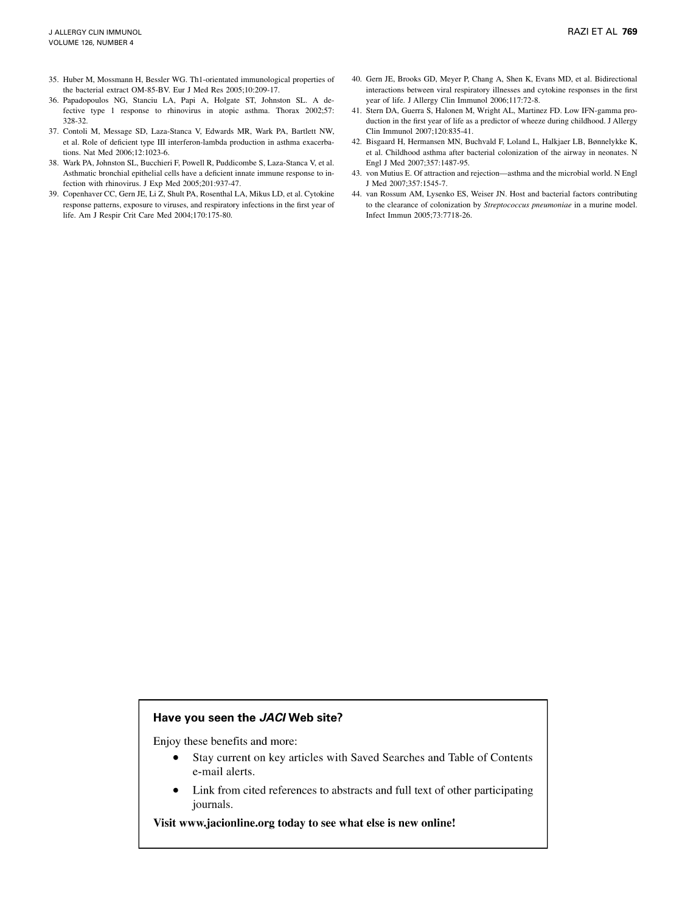35. Huber M, Mossmann H, Bessler WG. Th1-orientated immunological properties of the bacterial extract OM-85-BV. Eur J Med Res 2005;10:209-17.
36. Papadopoulos NG, Stanciu LA, Papi A, Holgate ST, Johnston SL. A defective type 1 response to rhinovirus in atopic asthma. Thorax 2002;57:328-32.
37. Contoli M, Message SD, Laza-Stanca V, Edwards MR, Wark PA, Bartlett NW, et al. Role of deficient type III interferon-lambda production in asthma exacerbations. Nat Med 2006;12:1023-6.
38. Wark PA, Johnston SL, Bucchieri F, Powell R, Puddicombe S, Laza-Stanca V, et al. Asthmatic bronchial epithelial cells have a deficient innate immune response to infection with rhinovirus. J Exp Med 2005;201:937-47.
39. Copenhaver CC, Gern JE, Li Z, Shult PA, Rosenthal LA, Mikus LD, et al. Cytokine response patterns, exposure to viruses, and respiratory infections in the first year of life. Am J Respir Crit Care Med 2004;170:175-80.
40. Gern JE, Brooks GD, Meyer P, Chang A, Shen K, Evans MD, et al. Bidirectional interactions between viral respiratory illnesses and cytokine responses in the first year of life. J Allergy Clin Immunol 2006;117:72-8.
41. Stern DA, Guerra S, Halonen M, Wright AL, Martinez FD. Low IFN-gamma production in the first year of life as a predictor of wheeze during childhood. J Allergy Clin Immunol 2007;120:835-41.
42. Bisgaard H, Hermansen MN, Buchvald F, Loland L, Halkjaer LB, Bønnelykke K, et al. Childhood asthma after bacterial colonization of the airway in neonates. N Engl J Med 2007;357:1487-95.
43. von Mutius E. Of attraction and rejection—asthma and the microbial world. N Engl J Med 2007;357:1545-7.
44. van Rossum AM, Lysenko ES, Weiser JN. Host and bacterial factors contributing to the clearance of colonization by *Streptococcus pneumoniae* in a murine model. Infect Immun 2005;73:7718-26.

**Have you seen the *JACI* Web site?**

Enjoy these benefits and more:

- Stay current on key articles with Saved Searches and Table of Contents e-mail alerts.
- Link from cited references to abstracts and full text of other participating journals.

**Visit www.jacionline.org today to see what else is new online!**